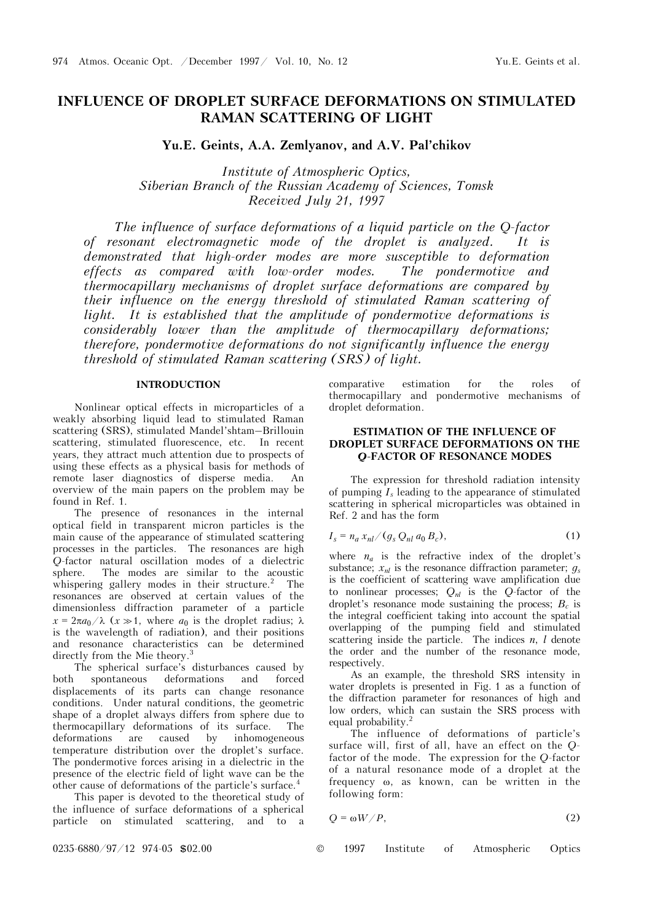# INFLUENCE OF DROPLET SURFACE DEFORMATIONS ON STIMULATED RAMAN SCATTERING OF LIGHT

**Yu.E. Geints, A.A. Zemlyanov, and A.V. Pal'chikov**

*Institute of Atmospheric Optics, Siberian Branch of the Russian Academy of Sciences, Tomsk*
*Received July 21, 1997*

*The influence of surface deformations of a liquid particle on the Q-factor of resonant electromagnetic mode of the droplet is analyzed. It is demonstrated that high-order modes are more susceptible to deformation effects as compared with low-order modes. The pondermotive and thermocapillary mechanisms of droplet surface deformations are compared by their influence on the energy threshold of stimulated Raman scattering of light. It is established that the amplitude of pondermotive deformations is considerably lower than the amplitude of thermocapillary deformations; therefore, pondermotive deformations do not significantly influence the energy threshold of stimulated Raman scattering (SRS) of light.*

## INTRODUCTION

Nonlinear optical effects in microparticles of a weakly absorbing liquid lead to stimulated Raman scattering (SRS), stimulated Mandel'shtam–Brillouin scattering, stimulated fluorescence, etc. In recent years, they attract much attention due to prospects of using these effects as a physical basis for methods of remote laser diagnostics of disperse media. An overview of the main papers on the problem may be found in Ref. 1.

The presence of resonances in the internal optical field in transparent micron particles is the main cause of the appearance of stimulated scattering processes in the particles. The resonances are high Q-factor natural oscillation modes of a dielectric sphere. The modes are similar to the acoustic whispering gallery modes in their structure.[2] The resonances are observed at certain values of the dimensionless diffraction parameter of a particle $x = 2\pi a_0/\lambda$ ($x \gg 1$, where $a_0$ is the droplet radius; $\lambda$ is the wavelength of radiation), and their positions and resonance characteristics can be determined directly from the Mie theory.[3]

The spherical surface's disturbances caused by both spontaneous deformations and forced displacements of its parts can change resonance conditions. Under natural conditions, the geometric shape of a droplet always differs from sphere due to thermocapillary deformations of its surface. The deformations are caused by inhomogeneous temperature distribution over the droplet's surface. The pondermotive forces arising in a dielectric in the presence of the electric field of light wave can be the other cause of deformations of the particle's surface.[4]

This paper is devoted to the theoretical study of the influence of surface deformations of a spherical particle on stimulated scattering, and to a comparative estimation for the roles of thermocapillary and pondermotive mechanisms of droplet deformation.

## ESTIMATION OF THE INFLUENCE OF DROPLET SURFACE DEFORMATIONS ON THE *Q*-FACTOR OF RESONANCE MODES

The expression for threshold radiation intensity of pumping $I_s$ leading to the appearance of stimulated scattering in spherical microparticles was obtained in Ref. 2 and has the form

$$I_s = n_a \, x_{nl} / (g_s \, Q_{nl} \, a_0 \, B_c), \tag{1}$$

where $n_a$ is the refractive index of the droplet's substance; $x_{nl}$ is the resonance diffraction parameter; $g_s$ is the coefficient of scattering wave amplification due to nonlinear processes; $Q_{nl}$ is the Q-factor of the droplet's resonance mode sustaining the process; $B_c$ is the integral coefficient taking into account the spatial overlapping of the pumping field and stimulated scattering inside the particle. The indices $n$, $l$ denote the order and the number of the resonance mode, respectively.

As an example, the threshold SRS intensity in water droplets is presented in Fig. 1 as a function of the diffraction parameter for resonances of high and low orders, which can sustain the SRS process with equal probability.[2]

The influence of deformations of particle's surface will, first of all, have an effect on the Q-factor of the mode. The expression for the Q-factor of a natural resonance mode of a droplet at the frequency $\omega$, as known, can be written in the following form:

$$Q = \omega W / P, \tag{2}$$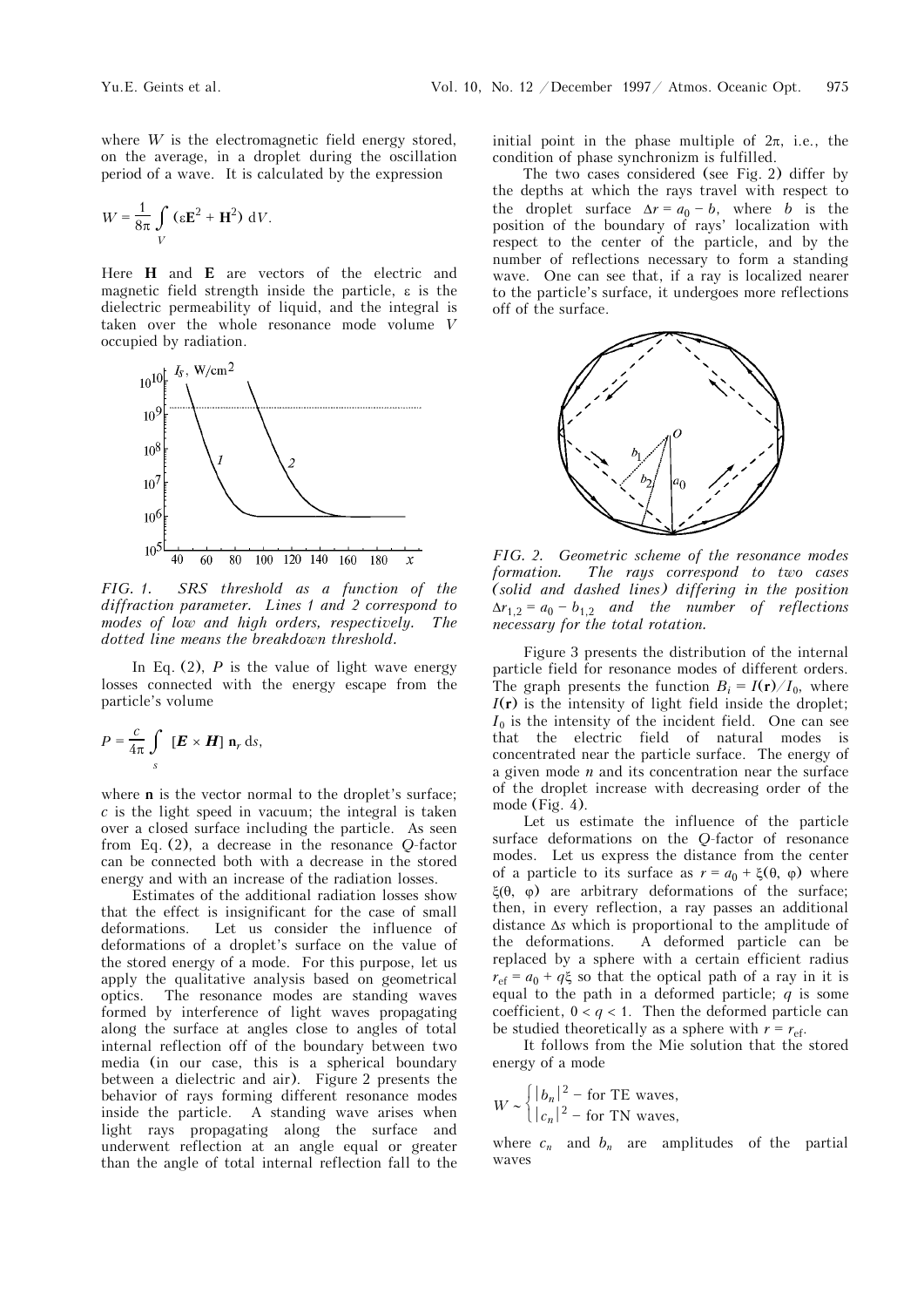where $W$ is the electromagnetic field energy stored, on the average, in a droplet during the oscillation period of a wave. It is calculated by the expression

$$W = \frac{1}{8\pi} \int_V (\varepsilon \mathbf{E}^2 + \mathbf{H}^2) \, dV.$$

Here $\mathbf{H}$ and $\mathbf{E}$ are vectors of the electric and magnetic field strength inside the particle, $\varepsilon$ is the dielectric permeability of liquid, and the integral is taken over the whole resonance mode volume $V$ occupied by radiation.

*FIG. 1. SRS threshold as a function of the diffraction parameter. Lines 1 and 2 correspond to modes of low and high orders, respectively. The dotted line means the breakdown threshold.*

In Eq. (2), $P$ is the value of light wave energy losses connected with the energy escape from the particle's volume

$$P = \frac{c}{4\pi} \int_s [\boldsymbol{E} \times \boldsymbol{H}] \, \mathbf{n}_r \, ds,$$

where $\mathbf{n}$ is the vector normal to the droplet's surface; $c$ is the light speed in vacuum; the integral is taken over a closed surface including the particle. As seen from Eq. (2), a decrease in the resonance $Q$-factor can be connected both with a decrease in the stored energy and with an increase of the radiation losses.

Estimates of the additional radiation losses show that the effect is insignificant for the case of small deformations. Let us consider the influence of deformations of a droplet's surface on the value of the stored energy of a mode. For this purpose, let us apply the qualitative analysis based on geometrical optics. The resonance modes are standing waves formed by interference of light waves propagating along the surface at angles close to angles of total internal reflection off of the boundary between two media (in our case, this is a spherical boundary between a dielectric and air). Figure 2 presents the behavior of rays forming different resonance modes inside the particle. A standing wave arises when light rays propagating along the surface and underwent reflection at an angle equal or greater than the angle of total internal reflection fall to the initial point in the phase multiple of $2\pi$, i.e., the condition of phase synchronizm is fulfilled.

The two cases considered (see Fig. 2) differ by the depths at which the rays travel with respect to the droplet surface $\Delta r = a_0 - b$, where $b$ is the position of the boundary of rays' localization with respect to the center of the particle, and by the number of reflections necessary to form a standing wave. One can see that, if a ray is localized nearer to the particle's surface, it undergoes more reflections off of the surface.

*FIG. 2. Geometric scheme of the resonance modes formation. The rays correspond to two cases (solid and dashed lines) differing in the position $\Delta r_{1,2} = a_0 - b_{1,2}$ and the number of reflections necessary for the total rotation.*

Figure 3 presents the distribution of the internal particle field for resonance modes of different orders. The graph presents the function $B_i = I(\mathbf{r})/I_0$, where $I(\mathbf{r})$ is the intensity of light field inside the droplet; $I_0$ is the intensity of the incident field. One can see that the electric field of natural modes is concentrated near the particle surface. The energy of a given mode $n$ and its concentration near the surface of the droplet increase with decreasing order of the mode (Fig. 4).

Let us estimate the influence of the particle surface deformations on the $Q$-factor of resonance modes. Let us express the distance from the center of a particle to its surface as $r = a_0 + \xi(\theta, \varphi)$ where $\xi(\theta, \varphi)$ are arbitrary deformations of the surface; then, in every reflection, a ray passes an additional distance $\Delta s$ which is proportional to the amplitude of the deformations. A deformed particle can be replaced by a sphere with a certain efficient radius $r_{ef} = a_0 + q\xi$ so that the optical path of a ray in it is equal to the path in a deformed particle; $q$ is some coefficient, $0 < q < 1$. Then the deformed particle can be studied theoretically as a sphere with $r = r_{ef}$.

It follows from the Mie solution that the stored energy of a mode

$$W \sim \begin{cases} |b_n|^2 \text{ – for TE waves,} \\ |c_n|^2 \text{ – for TN waves,} \end{cases}$$

where $c_n$ and $b_n$ are amplitudes of the partial waves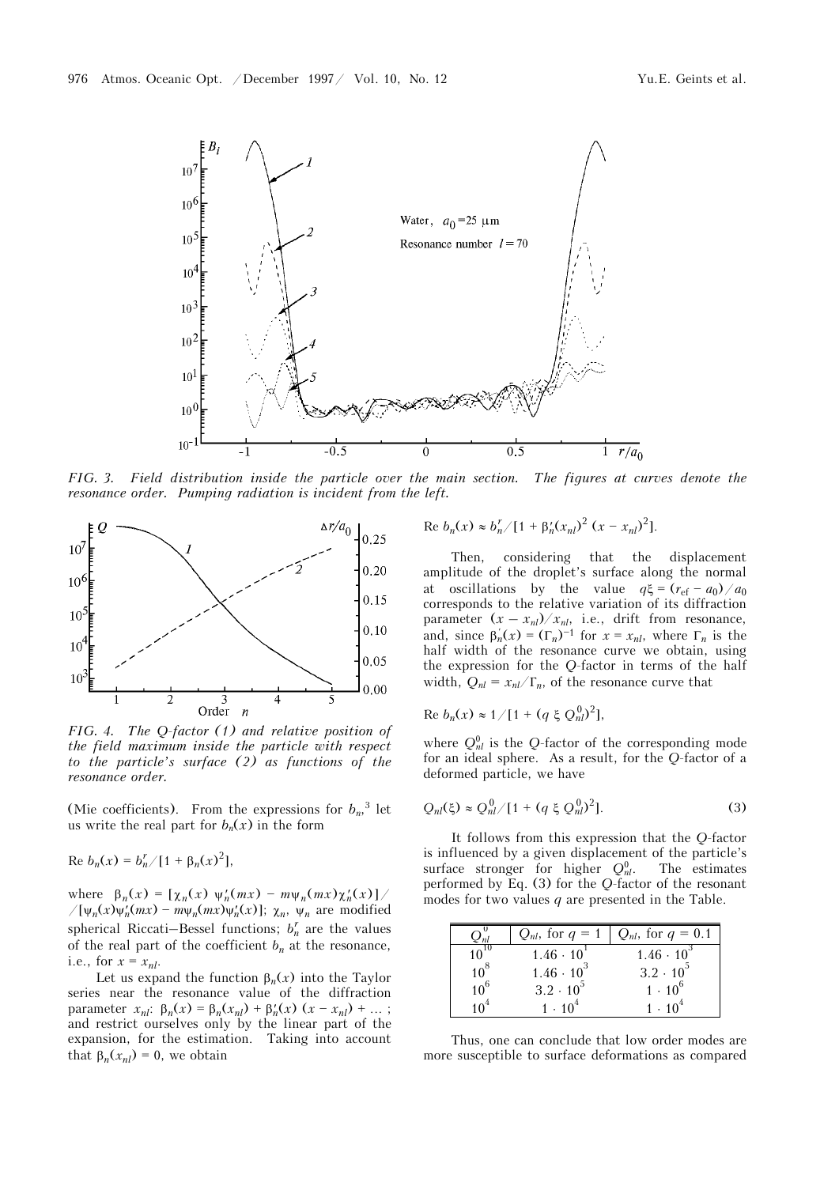FIG. 3. *Field distribution inside the particle over the main section. The figures at curves denote the resonance order. Pumping radiation is incident from the left.*

FIG. 4. *The Q-factor (1) and relative position of the field maximum inside the particle with respect to the particle's surface (2) as functions of the resonance order.*

(Mie coefficients). From the expressions for $b_n$,[3] let us write the real part for $b_n(x)$ in the form

$$\mathrm{Re}\ b_n(x) = b_n^r / [1 + \beta_n(x)^2],$$

where $\beta_n(x) = [\chi_n(x)\ \psi_n'(mx) - m\psi_n(mx)\chi_n'(x)] / [\psi_n(x)\psi_n'(mx) - m\psi_n(mx)\psi_n'(x)]$; $\chi_n$, $\psi_n$ are modified spherical Riccati–Bessel functions; $b_n^r$ are the values of the real part of the coefficient $b_n$ at the resonance, i.e., for $x = x_{nl}$.

Let us expand the function $\beta_n(x)$ into the Taylor series near the resonance value of the diffraction parameter $x_{nl}$: $\beta_n(x) = \beta_n(x_{nl}) + \beta_n'(x)\ (x - x_{nl}) + \ldots$ ; and restrict ourselves only by the linear part of the expansion, for the estimation. Taking into account that $\beta_n(x_{nl}) = 0$, we obtain

$$\mathrm{Re}\ b_n(x) \approx b_n^r / [1 + \beta_n'(x_{nl})^2\ (x - x_{nl})^2].$$

Then, considering that the displacement amplitude of the droplet's surface along the normal at oscillations by the value $q\xi = (r_{ef} - a_0)/a_0$ corresponds to the relative variation of its diffraction parameter $(x - x_{nl})/x_{nl}$, i.e., drift from resonance, and, since $\beta_n'(x) = (\Gamma_n)^{-1}$ for $x = x_{nl}$, where $\Gamma_n$ is the half width of the resonance curve we obtain, using the expression for the Q-factor in terms of the half width, $Q_{nl} = x_{nl}/\Gamma_n$, of the resonance curve that

$$\mathrm{Re}\ b_n(x) \approx 1/[1 + (q\ \xi\ Q_{nl}^0)^2],$$

where $Q_{nl}^0$ is the Q-factor of the corresponding mode for an ideal sphere. As a result, for the Q-factor of a deformed particle, we have

$$Q_{nl}(\xi) \approx Q_{nl}^0/[1 + (q\ \xi\ Q_{nl}^0)^2]. \tag{3}$$

It follows from this expression that the Q-factor is influenced by a given displacement of the particle's surface stronger for higher $Q_{nl}^0$. The estimates performed by Eq. (3) for the Q-factor of the resonant modes for two values $q$ are presented in the Table.

| $Q_{nl}^0$ | $Q_{nl}$, for $q = 1$ | $Q_{nl}$, for $q = 0.1$ |
|---|---|---|
| $10^{10}$ | $1.46 \cdot 10^1$ | $1.46 \cdot 10^3$ |
| $10^8$ | $1.46 \cdot 10^3$ | $3.2 \cdot 10^5$ |
| $10^6$ | $3.2 \cdot 10^5$ | $1 \cdot 10^6$ |
| $10^4$ | $1 \cdot 10^4$ | $1 \cdot 10^4$ |

Thus, one can conclude that low order modes are more susceptible to surface deformations as compared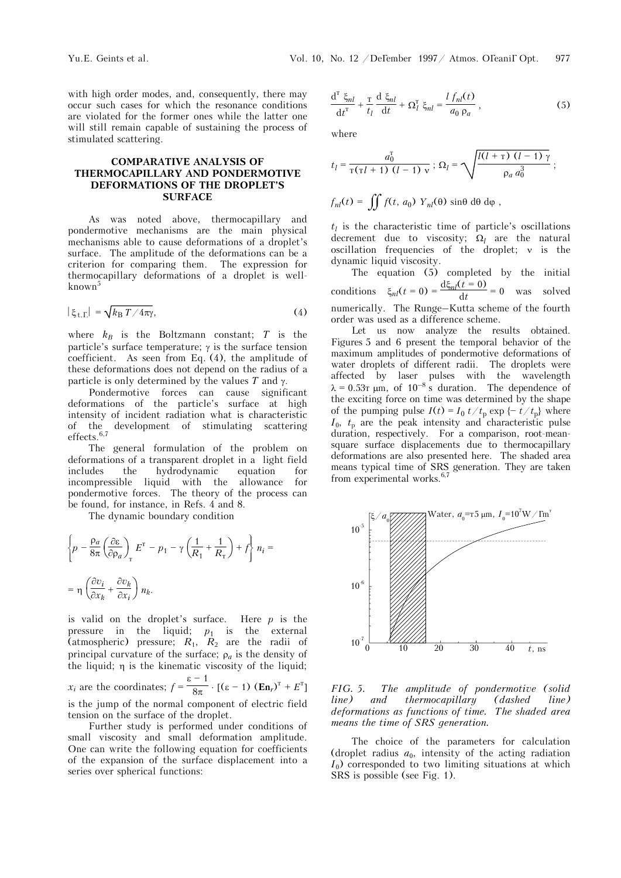with high order modes, and, consequently, there may occur such cases for which the resonance conditions are violated for the former ones while the latter one will still remain capable of sustaining the process of stimulated scattering.

## COMPARATIVE ANALYSIS OF THERMOCAPILLARY AND PONDERMOTIVE DEFORMATIONS OF THE DROPLET'S SURFACE

As was noted above, thermocapillary and pondermotive mechanisms are the main physical mechanisms able to cause deformations of a droplet's surface. The amplitude of the deformations can be a criterion for comparing them. The expression for thermocapillary deformations of a droplet is well-known[5]

$$|\xi_{\text{t.c.}}| = \sqrt{k_B T / 4\pi\gamma}, \tag{4}$$

where $k_B$ is the Boltzmann constant; $T$ is the particle's surface temperature; $\gamma$ is the surface tension coefficient. As seen from Eq. (4), the amplitude of these deformations does not depend on the radius of a particle is only determined by the values $T$ and $\gamma$.

Pondermotive forces can cause significant deformations of the particle's surface at high intensity of incident radiation what is characteristic of the development of stimulating scattering effects.[6,7]

The general formulation of the problem on deformations of a transparent droplet in a light field includes the hydrodynamic equation for incompressible liquid with the allowance for pondermotive forces. The theory of the process can be found, for instance, in Refs. 4 and 8.

The dynamic boundary condition

$$\left\{ p - \frac{\rho_a}{8\pi}\left(\frac{\partial \varepsilon}{\partial \rho_a}\right)_2 E^2 - p_1 - \gamma\left(\frac{1}{R_1} + \frac{1}{R_2}\right) + f \right\} n_i = $$

$$= \eta \left( \frac{\partial v_i}{\partial x_k} + \frac{\partial v_k}{\partial x_i} \right) n_k.$$

is valid on the droplet's surface. Here $p$ is the pressure in the liquid; $p_1$ is the external (atmospheric) pressure; $R_1$, $R_2$ are the radii of principal curvature of the surface; $\rho_a$ is the density of the liquid; $\eta$ is the kinematic viscosity of the liquid; $x_i$ are the coordinates; $f = \frac{\varepsilon - 1}{8\pi} \cdot [(\varepsilon - 1)\,(\mathbf{E}\mathbf{n}_r)^2 + E^2]$ is the jump of the normal component of electric field tension on the surface of the droplet.

Further study is performed under conditions of small viscosity and small deformation amplitude. One can write the following equation for coefficients of the expansion of the surface displacement into a series over spherical functions:

$$\frac{d^2\, \xi_{nl}}{dt^2} + \frac{2}{t_l}\,\frac{d\, \xi_{nl}}{dt} + \Omega_l^2\, \xi_{nl} = \frac{l\, f_{nl}(t)}{a_0\, \rho_a}\,, \tag{5}$$

where

$$t_l = \frac{a_0^2}{2(2l + 1)\,(l - 1)\,\nu}\,;\; \Omega_l = \sqrt{\frac{l(l + 2)\,(l - 1)\,\gamma}{\rho_a\, a_0^3}}\,;$$

$$f_{nl}(t) = \iint f(t, a_0)\; Y_{nl}(\theta)\, \sin\theta\, d\theta\, d\varphi\,,$$

$t_l$ is the characteristic time of particle's oscillations decrement due to viscosity; $\Omega_l$ are the natural oscillation frequencies of the droplet; $\nu$ is the dynamic liquid viscosity.

The equation (5) completed by the initial conditions $\xi_{nl}(t = 0) = \frac{d\xi_{nl}(t = 0)}{dt} = 0$ was solved numerically. The Runge–Kutta scheme of the fourth order was used as a difference scheme.

Let us now analyze the results obtained. Figures 5 and 6 present the temporal behavior of the maximum amplitudes of pondermotive deformations of water droplets of different radii. The droplets were affected by laser pulses with the wavelength $\lambda = 0.532$ μm, of $10^{-8}$ s duration. The dependence of the exciting force on time was determined by the shape of the pumping pulse $I(t) = I_0\, t/t_p \exp\{-t/t_p\}$ where $I_0$, $t_p$ are the peak intensity and characteristic pulse duration, respectively. For a comparison, root-mean-square surface displacements due to thermocapillary deformations are also presented here. The shaded area means typical time of SRS generation. They are taken from experimental works.[6,7]

*FIG. 5. The amplitude of pondermotive (solid line) and thermocapillary (dashed line) deformations as functions of time. The shaded area means the time of SRS generation.*

The choice of the parameters for calculation (droplet radius $a_0$, intensity of the acting radiation $I_0$) corresponded to two limiting situations at which SRS is possible (see Fig. 1).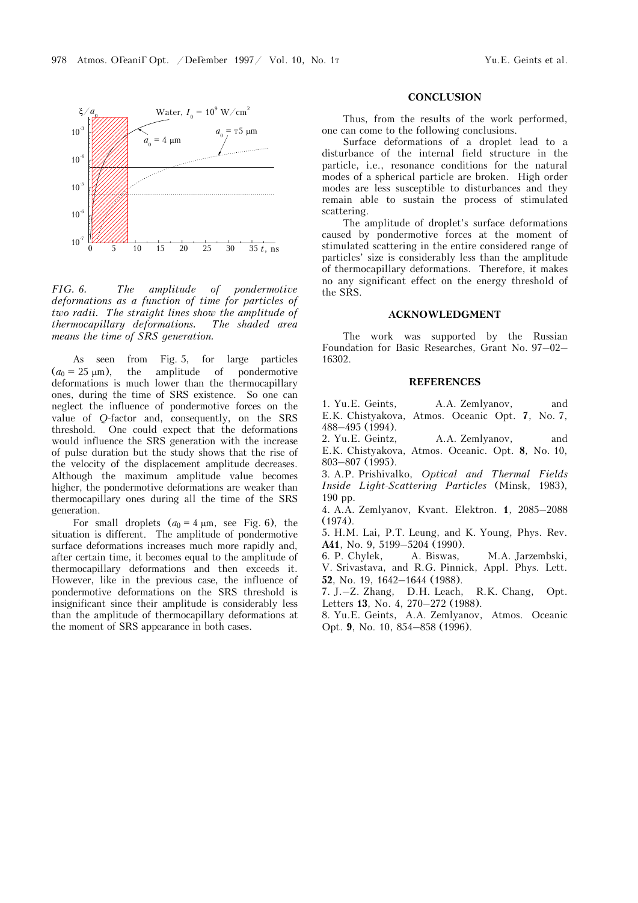ξ/$a_0$

Water, $I_0 = 10^9$ W/cm$^2$

$a_0 = 4$ μm

$a_0 = $ τ5 μm

$10^{3}$

$10^{4}$

$10^{5}$

$10^{6}$

$10^{7}$

0 5 10 15 20 25 30 35 $t$, ns

*FIG. 6. The amplitude of pondermotive deformations as a function of time for particles of two radii. The straight lines show the amplitude of thermocapillary deformations. The shaded area means the time of SRS generation.*

As seen from Fig. 5, for large particles ($a_0 = 25$ μm), the amplitude of pondermotive deformations is much lower than the thermocapillary ones, during the time of SRS existence. So one can neglect the influence of pondermotive forces on the value of *Q*-factor and, consequently, on the SRS threshold. One could expect that the deformations would influence the SRS generation with the increase of pulse duration but the study shows that the rise of the velocity of the displacement amplitude decreases. Although the maximum amplitude value becomes higher, the pondermotive deformations are weaker than thermocapillary ones during all the time of the SRS generation.

For small droplets ($a_0 = 4$ μm, see Fig. 6), the situation is different. The amplitude of pondermotive surface deformations increases much more rapidly and, after certain time, it becomes equal to the amplitude of thermocapillary deformations and then exceeds it. However, like in the previous case, the influence of pondermotive deformations on the SRS threshold is insignificant since their amplitude is considerably less than the amplitude of thermocapillary deformations at the moment of SRS appearance in both cases.

## CONCLUSION

Thus, from the results of the work performed, one can come to the following conclusions.

Surface deformations of a droplet lead to a disturbance of the internal field structure in the particle, i.e., resonance conditions for the natural modes of a spherical particle are broken. High order modes are less susceptible to disturbances and they remain able to sustain the process of stimulated scattering.

The amplitude of droplet's surface deformations caused by pondermotive forces at the moment of stimulated scattering in the entire considered range of particles' size is considerably less than the amplitude of thermocapillary deformations. Therefore, it makes no any significant effect on the energy threshold of the SRS.

## ACKNOWLEDGMENT

The work was supported by the Russian Foundation for Basic Researches, Grant No. 97–02–16302.

## REFERENCES

1. Yu.E. Geints, A.A. Zemlyanov, and E.K. Chistyakova, Atmos. Oceanic Opt. **7**, No. 7, 488–495 (1994).
2. Yu.E. Geintz, A.A. Zemlyanov, and E.K. Chistyakova, Atmos. Oceanic. Opt. **8**, No. 10, 803–807 (1995).
3. A.P. Prishivalko, *Optical and Thermal Fields Inside Light-Scattering Particles* (Minsk, 1983), 190 pp.
4. A.A. Zemlyanov, Kvant. Elektron. **1**, 2085–2088 (1974).
5. H.M. Lai, P.T. Leung, and K. Young, Phys. Rev. **A41**, No. 9, 5199–5204 (1990).
6. P. Chylek, A. Biswas, M.A. Jarzembski, V. Srivastava, and R.G. Pinnick, Appl. Phys. Lett. **52**, No. 19, 1642–1644 (1988).
7. J.–Z. Zhang, D.H. Leach, R.K. Chang, Opt. Letters **13**, No. 4, 270–272 (1988).
8. Yu.E. Geints, A.A. Zemlyanov, Atmos. Oceanic Opt. **9**, No. 10, 854–858 (1996).